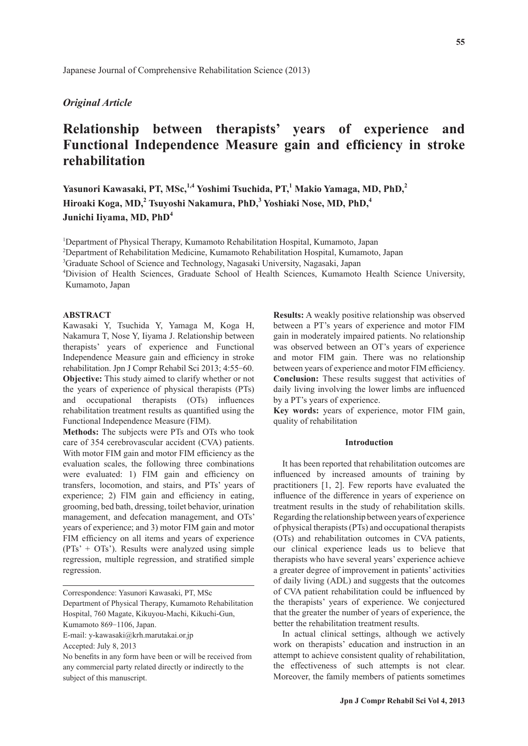Japanese Journal of Comprehensive Rehabilitation Science (2013)

*Original Article*

# Relationship between therapists' years of experience and Functional Independence Measure gain and efficiency in stroke rehabilitation

**Yasunori Kawasaki, PT, MSc,[1,4] Yoshimi Tsuchida, PT,[1] Makio Yamaga, MD, PhD,[2] Hiroaki Koga, MD,[2] Tsuyoshi Nakamura, PhD,[3] Yoshiaki Nose, MD, PhD,[4] Junichi Iiyama, MD, PhD[4]**

[1]Department of Physical Therapy, Kumamoto Rehabilitation Hospital, Kumamoto, Japan
[2]Department of Rehabilitation Medicine, Kumamoto Rehabilitation Hospital, Kumamoto, Japan
[3]Graduate School of Science and Technology, Nagasaki University, Nagasaki, Japan
[4]Division of Health Sciences, Graduate School of Health Sciences, Kumamoto Health Science University, Kumamoto, Japan

## ABSTRACT

Kawasaki Y, Tsuchida Y, Yamaga M, Koga H, Nakamura T, Nose Y, Iiyama J. Relationship between therapists' years of experience and Functional Independence Measure gain and efficiency in stroke rehabilitation. Jpn J Compr Rehabil Sci 2013; 4:55−60.

**Objective:** This study aimed to clarify whether or not the years of experience of physical therapists (PTs) and occupational therapists (OTs) influences rehabilitation treatment results as quantified using the Functional Independence Measure (FIM).

**Methods:** The subjects were PTs and OTs who took care of 354 cerebrovascular accident (CVA) patients. With motor FIM gain and motor FIM efficiency as the evaluation scales, the following three combinations were evaluated: 1) FIM gain and efficiency on transfers, locomotion, and stairs, and PTs' years of experience; 2) FIM gain and efficiency in eating, grooming, bed bath, dressing, toilet behavior, urination management, and defecation management, and OTs' years of experience; and 3) motor FIM gain and motor FIM efficiency on all items and years of experience (PTs' + OTs'). Results were analyzed using simple regression, multiple regression, and stratified simple regression.

**Results:** A weakly positive relationship was observed between a PT's years of experience and motor FIM gain in moderately impaired patients. No relationship was observed between an OT's years of experience and motor FIM gain. There was no relationship between years of experience and motor FIM efficiency.

**Conclusion:** These results suggest that activities of daily living involving the lower limbs are influenced by a PT's years of experience.

**Key words:** years of experience, motor FIM gain, quality of rehabilitation

Correspondence: Yasunori Kawasaki, PT, MSc
Department of Physical Therapy, Kumamoto Rehabilitation Hospital, 760 Magate, Kikuyou-Machi, Kikuchi-Gun, Kumamoto 869−1106, Japan.
E-mail: y-kawasaki@krh.marutakai.or.jp
Accepted: July 8, 2013
No benefits in any form have been or will be received from any commercial party related directly or indirectly to the subject of this manuscript.

## Introduction

It has been reported that rehabilitation outcomes are influenced by increased amounts of training by practitioners [1, 2]. Few reports have evaluated the influence of the difference in years of experience on treatment results in the study of rehabilitation skills. Regarding the relationship between years of experience of physical therapists (PTs) and occupational therapists (OTs) and rehabilitation outcomes in CVA patients, our clinical experience leads us to believe that therapists who have several years' experience achieve a greater degree of improvement in patients' activities of daily living (ADL) and suggests that the outcomes of CVA patient rehabilitation could be influenced by the therapists' years of experience. We conjectured that the greater the number of years of experience, the better the rehabilitation treatment results.

In actual clinical settings, although we actively work on therapists' education and instruction in an attempt to achieve consistent quality of rehabilitation, the effectiveness of such attempts is not clear. Moreover, the family members of patients sometimes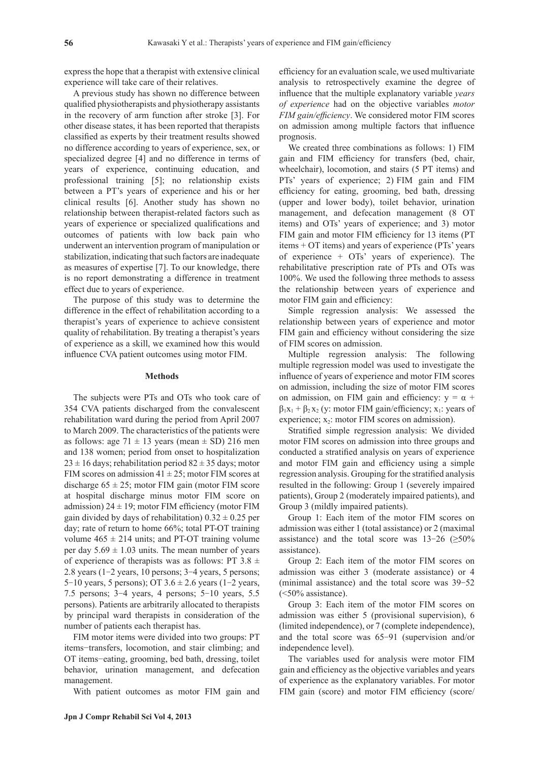express the hope that a therapist with extensive clinical experience will take care of their relatives.

A previous study has shown no difference between qualified physiotherapists and physiotherapy assistants in the recovery of arm function after stroke [3]. For other disease states, it has been reported that therapists classified as experts by their treatment results showed no difference according to years of experience, sex, or specialized degree [4] and no difference in terms of years of experience, continuing education, and professional training [5]; no relationship exists between a PT's years of experience and his or her clinical results [6]. Another study has shown no relationship between therapist-related factors such as years of experience or specialized qualifications and outcomes of patients with low back pain who underwent an intervention program of manipulation or stabilization, indicating that such factors are inadequate as measures of expertise [7]. To our knowledge, there is no report demonstrating a difference in treatment effect due to years of experience.

The purpose of this study was to determine the difference in the effect of rehabilitation according to a therapist's years of experience to achieve consistent quality of rehabilitation. By treating a therapist's years of experience as a skill, we examined how this would influence CVA patient outcomes using motor FIM.

## Methods

The subjects were PTs and OTs who took care of 354 CVA patients discharged from the convalescent rehabilitation ward during the period from April 2007 to March 2009. The characteristics of the patients were as follows: age 71 ± 13 years (mean ± SD) 216 men and 138 women; period from onset to hospitalization 23 ± 16 days; rehabilitation period 82 ± 35 days; motor FIM scores on admission 41 ± 25; motor FIM scores at discharge 65 ± 25; motor FIM gain (motor FIM score at hospital discharge minus motor FIM score on admission) 24 ± 19; motor FIM efficiency (motor FIM gain divided by days of rehabilitation) 0.32 ± 0.25 per day; rate of return to home 66%; total PT-OT training volume 465 ± 214 units; and PT-OT training volume per day 5.69 ± 1.03 units. The mean number of years of experience of therapists was as follows: PT 3.8 ± 2.8 years (1−2 years, 10 persons; 3−4 years, 5 persons; 5−10 years, 5 persons); OT 3.6 ± 2.6 years (1−2 years, 7.5 persons; 3−4 years, 4 persons; 5−10 years, 5.5 persons). Patients are arbitrarily allocated to therapists by principal ward therapists in consideration of the number of patients each therapist has.

FIM motor items were divided into two groups: PT items−transfers, locomotion, and stair climbing; and OT items−eating, grooming, bed bath, dressing, toilet behavior, urination management, and defecation management.

With patient outcomes as motor FIM gain and efficiency for an evaluation scale, we used multivariate analysis to retrospectively examine the degree of influence that the multiple explanatory variable *years of experience* had on the objective variables *motor FIM gain/efficiency*. We considered motor FIM scores on admission among multiple factors that influence prognosis.

We created three combinations as follows: 1) FIM gain and FIM efficiency for transfers (bed, chair, wheelchair), locomotion, and stairs (5 PT items) and PTs' years of experience; 2) FIM gain and FIM efficiency for eating, grooming, bed bath, dressing (upper and lower body), toilet behavior, urination management, and defecation management (8 OT items) and OTs' years of experience; and 3) motor FIM gain and motor FIM efficiency for 13 items (PT items + OT items) and years of experience (PTs' years of experience + OTs' years of experience). The rehabilitative prescription rate of PTs and OTs was 100%. We used the following three methods to assess the relationship between years of experience and motor FIM gain and efficiency:

Simple regression analysis: We assessed the relationship between years of experience and motor FIM gain and efficiency without considering the size of FIM scores on admission.

Multiple regression analysis: The following multiple regression model was used to investigate the influence of years of experience and motor FIM scores on admission, including the size of motor FIM scores on admission, on FIM gain and efficiency: $y = \alpha + \beta_1 x_1 + \beta_2 x_2$ (y: motor FIM gain/efficiency; $x_1$: years of experience; $x_2$: motor FIM scores on admission).

Stratified simple regression analysis: We divided motor FIM scores on admission into three groups and conducted a stratified analysis on years of experience and motor FIM gain and efficiency using a simple regression analysis. Grouping for the stratified analysis resulted in the following: Group 1 (severely impaired patients), Group 2 (moderately impaired patients), and Group 3 (mildly impaired patients).

Group 1: Each item of the motor FIM scores on admission was either 1 (total assistance) or 2 (maximal assistance) and the total score was 13−26 (≥50% assistance).

Group 2: Each item of the motor FIM scores on admission was either 3 (moderate assistance) or 4 (minimal assistance) and the total score was 39−52 (<50% assistance).

Group 3: Each item of the motor FIM scores on admission was either 5 (provisional supervision), 6 (limited independence), or 7 (complete independence), and the total score was 65−91 (supervision and/or independence level).

The variables used for analysis were motor FIM gain and efficiency as the objective variables and years of experience as the explanatory variables. For motor FIM gain (score) and motor FIM efficiency (score/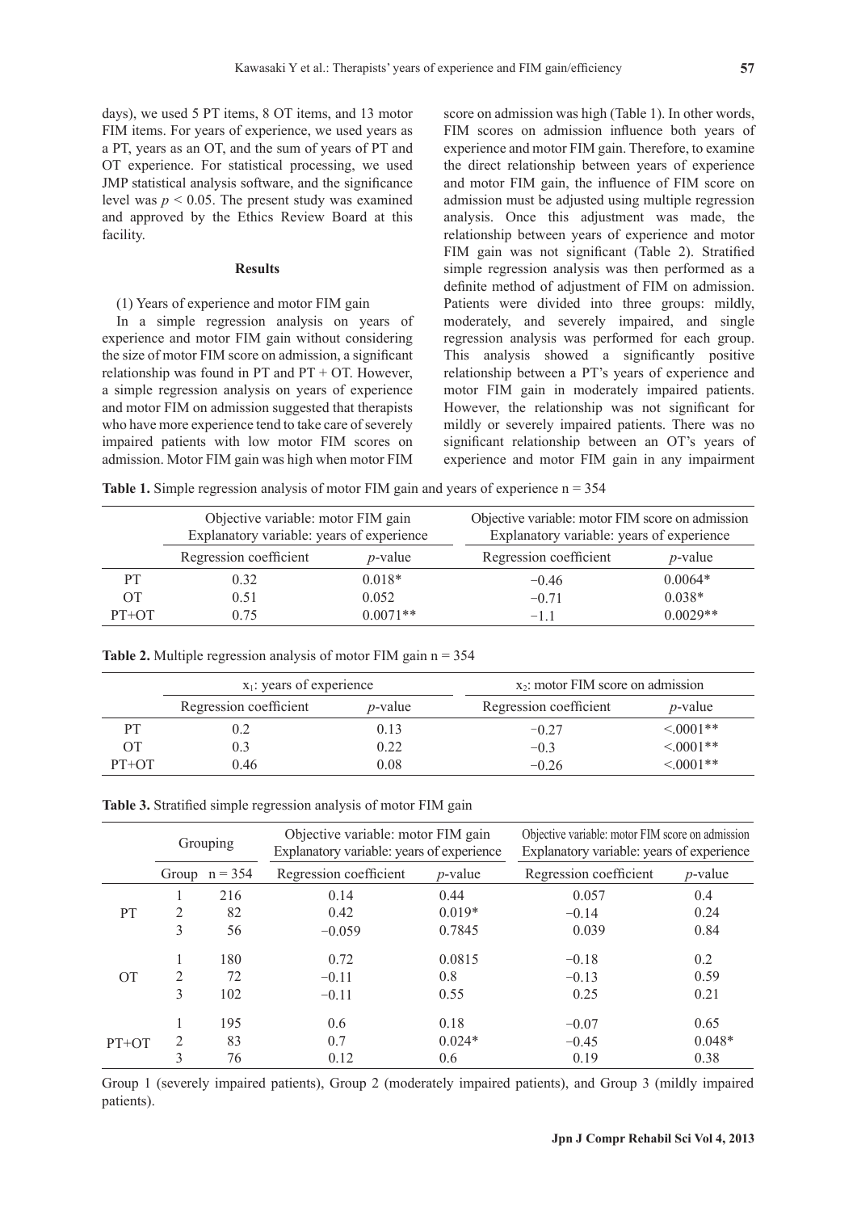days), we used 5 PT items, 8 OT items, and 13 motor FIM items. For years of experience, we used years as a PT, years as an OT, and the sum of years of PT and OT experience. For statistical processing, we used JMP statistical analysis software, and the significance level was $p < 0.05$. The present study was examined and approved by the Ethics Review Board at this facility.

## Results

(1) Years of experience and motor FIM gain

In a simple regression analysis on years of experience and motor FIM gain without considering the size of motor FIM score on admission, a significant relationship was found in PT and PT + OT. However, a simple regression analysis on years of experience and motor FIM on admission suggested that therapists who have more experience tend to take care of severely impaired patients with low motor FIM scores on admission. Motor FIM gain was high when motor FIM score on admission was high (Table 1). In other words, FIM scores on admission influence both years of experience and motor FIM gain. Therefore, to examine the direct relationship between years of experience and motor FIM gain, the influence of FIM score on admission must be adjusted using multiple regression analysis. Once this adjustment was made, the relationship between years of experience and motor FIM gain was not significant (Table 2). Stratified simple regression analysis was then performed as a definite method of adjustment of FIM on admission. Patients were divided into three groups: mildly, moderately, and severely impaired, and single regression analysis was performed for each group. This analysis showed a significantly positive relationship between a PT's years of experience and motor FIM gain in moderately impaired patients. However, the relationship was not significant for mildly or severely impaired patients. There was no significant relationship between an OT's years of experience and motor FIM gain in any impairment

**Table 1.** Simple regression analysis of motor FIM gain and years of experience n = 354

| | Objective variable: motor FIM gain Explanatory variable: years of experience | | Objective variable: motor FIM score on admission Explanatory variable: years of experience | |
|---|---|---|---|---|
| | Regression coefficient | *p*-value | Regression coefficient | *p*-value |
| PT | 0.32 | 0.018* | −0.46 | 0.0064* |
| OT | 0.51 | 0.052 | −0.71 | 0.038* |
| PT+OT | 0.75 | 0.0071** | −1.1 | 0.0029** |

**Table 2.** Multiple regression analysis of motor FIM gain n = 354

| | $x_1$: years of experience | | $x_2$: motor FIM score on admission | |
|---|---|---|---|---|
| | Regression coefficient | *p*-value | Regression coefficient | *p*-value |
| PT | 0.2 | 0.13 | −0.27 | <.0001** |
| OT | 0.3 | 0.22 | −0.3 | <.0001** |
| PT+OT | 0.46 | 0.08 | −0.26 | <.0001** |

**Table 3.** Stratified simple regression analysis of motor FIM gain

| | Grouping | | Objective variable: motor FIM gain Explanatory variable: years of experience | | Objective variable: motor FIM score on admission Explanatory variable: years of experience | |
|---|---|---|---|---|---|---|
| | Group | n = 354 | Regression coefficient | *p*-value | Regression coefficient | *p*-value |
| PT | 1 | 216 | 0.14 | 0.44 | 0.057 | 0.4 |
| | 2 | 82 | 0.42 | 0.019* | −0.14 | 0.24 |
| | 3 | 56 | −0.059 | 0.7845 | 0.039 | 0.84 |
| OT | 1 | 180 | 0.72 | 0.0815 | −0.18 | 0.2 |
| | 2 | 72 | −0.11 | 0.8 | −0.13 | 0.59 |
| | 3 | 102 | −0.11 | 0.55 | 0.25 | 0.21 |
| PT+OT | 1 | 195 | 0.6 | 0.18 | −0.07 | 0.65 |
| | 2 | 83 | 0.7 | 0.024* | −0.45 | 0.048* |
| | 3 | 76 | 0.12 | 0.6 | 0.19 | 0.38 |

Group 1 (severely impaired patients), Group 2 (moderately impaired patients), and Group 3 (mildly impaired patients).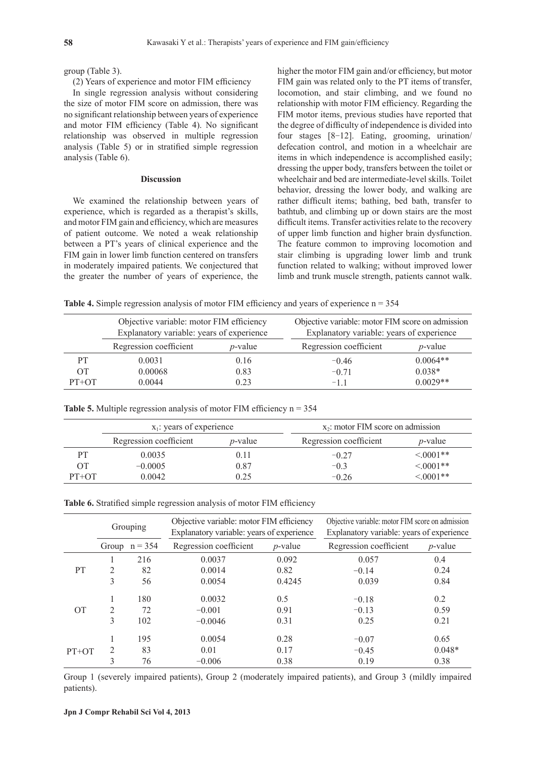group (Table 3).

(2) Years of experience and motor FIM efficiency

In single regression analysis without considering the size of motor FIM score on admission, there was no significant relationship between years of experience and motor FIM efficiency (Table 4). No significant relationship was observed in multiple regression analysis (Table 5) or in stratified simple regression analysis (Table 6).

## Discussion

We examined the relationship between years of experience, which is regarded as a therapist's skills, and motor FIM gain and efficiency, which are measures of patient outcome. We noted a weak relationship between a PT's years of clinical experience and the FIM gain in lower limb function centered on transfers in moderately impaired patients. We conjectured that the greater the number of years of experience, the higher the motor FIM gain and/or efficiency, but motor FIM gain was related only to the PT items of transfer, locomotion, and stair climbing, and we found no relationship with motor FIM efficiency. Regarding the FIM motor items, previous studies have reported that the degree of difficulty of independence is divided into four stages [8−12]. Eating, grooming, urination/defecation control, and motion in a wheelchair are items in which independence is accomplished easily; dressing the upper body, transfers between the toilet or wheelchair and bed are intermediate-level skills. Toilet behavior, dressing the lower body, and walking are rather difficult items; bathing, bed bath, transfer to bathtub, and climbing up or down stairs are the most difficult items. Transfer activities relate to the recovery of upper limb function and higher brain dysfunction. The feature common to improving locomotion and stair climbing is upgrading lower limb and trunk function related to walking; without improved lower limb and trunk muscle strength, patients cannot walk.

**Table 4.** Simple regression analysis of motor FIM efficiency and years of experience n = 354

| | Objective variable: motor FIM efficiency Explanatory variable: years of experience | | Objective variable: motor FIM score on admission Explanatory variable: years of experience | |
|---|---|---|---|---|
| | Regression coefficient | *p*-value | Regression coefficient | *p*-value |
| PT | 0.0031 | 0.16 | −0.46 | 0.0064** |
| OT | 0.00068 | 0.83 | −0.71 | 0.038* |
| PT+OT | 0.0044 | 0.23 | −1.1 | 0.0029** |

**Table 5.** Multiple regression analysis of motor FIM efficiency n = 354

| | $x_1$: years of experience | | $x_2$: motor FIM score on admission | |
|---|---|---|---|---|
| | Regression coefficient | *p*-value | Regression coefficient | *p*-value |
| PT | 0.0035 | 0.11 | −0.27 | <.0001** |
| OT | −0.0005 | 0.87 | −0.3 | <.0001** |
| PT+OT | 0.0042 | 0.25 | −0.26 | <.0001** |

**Table 6.** Stratified simple regression analysis of motor FIM efficiency

| | Grouping | | Objective variable: motor FIM efficiency Explanatory variable: years of experience | | Objective variable: motor FIM score on admission Explanatory variable: years of experience | |
|---|---|---|---|---|---|---|
| | Group | n = 354 | Regression coefficient | *p*-value | Regression coefficient | *p*-value |
| PT | 1 | 216 | 0.0037 | 0.092 | 0.057 | 0.4 |
| | 2 | 82 | 0.0014 | 0.82 | −0.14 | 0.24 |
| | 3 | 56 | 0.0054 | 0.4245 | 0.039 | 0.84 |
| OT | 1 | 180 | 0.0032 | 0.5 | −0.18 | 0.2 |
| | 2 | 72 | −0.001 | 0.91 | −0.13 | 0.59 |
| | 3 | 102 | −0.0046 | 0.31 | 0.25 | 0.21 |
| PT+OT | 1 | 195 | 0.0054 | 0.28 | −0.07 | 0.65 |
| | 2 | 83 | 0.01 | 0.17 | −0.45 | 0.048* |
| | 3 | 76 | −0.006 | 0.38 | 0.19 | 0.38 |

Group 1 (severely impaired patients), Group 2 (moderately impaired patients), and Group 3 (mildly impaired patients).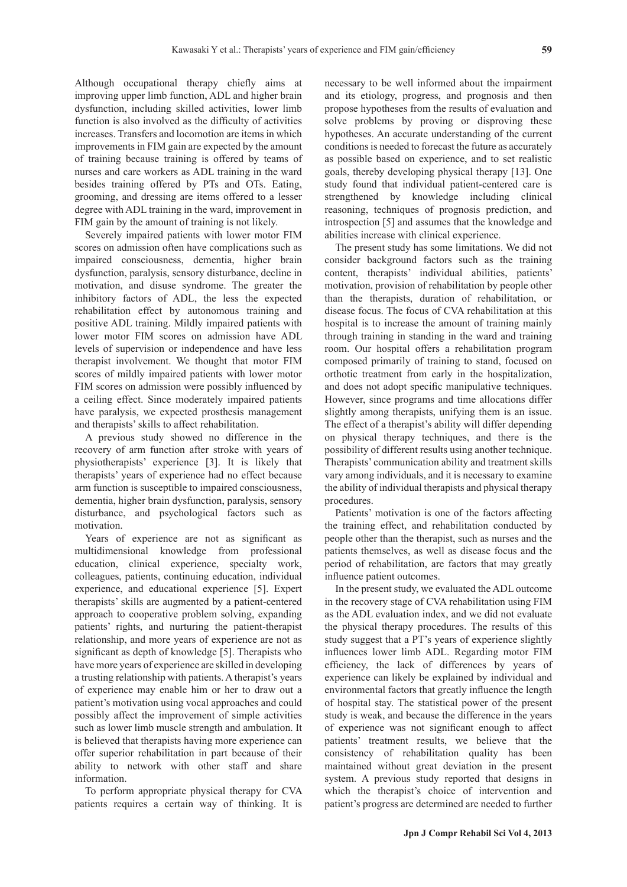Although occupational therapy chiefly aims at improving upper limb function, ADL and higher brain dysfunction, including skilled activities, lower limb function is also involved as the difficulty of activities increases. Transfers and locomotion are items in which improvements in FIM gain are expected by the amount of training because training is offered by teams of nurses and care workers as ADL training in the ward besides training offered by PTs and OTs. Eating, grooming, and dressing are items offered to a lesser degree with ADL training in the ward, improvement in FIM gain by the amount of training is not likely.

Severely impaired patients with lower motor FIM scores on admission often have complications such as impaired consciousness, dementia, higher brain dysfunction, paralysis, sensory disturbance, decline in motivation, and disuse syndrome. The greater the inhibitory factors of ADL, the less the expected rehabilitation effect by autonomous training and positive ADL training. Mildly impaired patients with lower motor FIM scores on admission have ADL levels of supervision or independence and have less therapist involvement. We thought that motor FIM scores of mildly impaired patients with lower motor FIM scores on admission were possibly influenced by a ceiling effect. Since moderately impaired patients have paralysis, we expected prosthesis management and therapists' skills to affect rehabilitation.

A previous study showed no difference in the recovery of arm function after stroke with years of physiotherapists' experience [3]. It is likely that therapists' years of experience had no effect because arm function is susceptible to impaired consciousness, dementia, higher brain dysfunction, paralysis, sensory disturbance, and psychological factors such as motivation.

Years of experience are not as significant as multidimensional knowledge from professional education, clinical experience, specialty work, colleagues, patients, continuing education, individual experience, and educational experience [5]. Expert therapists' skills are augmented by a patient-centered approach to cooperative problem solving, expanding patients' rights, and nurturing the patient-therapist relationship, and more years of experience are not as significant as depth of knowledge [5]. Therapists who have more years of experience are skilled in developing a trusting relationship with patients. A therapist's years of experience may enable him or her to draw out a patient's motivation using vocal approaches and could possibly affect the improvement of simple activities such as lower limb muscle strength and ambulation. It is believed that therapists having more experience can offer superior rehabilitation in part because of their ability to network with other staff and share information.

To perform appropriate physical therapy for CVA patients requires a certain way of thinking. It is necessary to be well informed about the impairment and its etiology, progress, and prognosis and then propose hypotheses from the results of evaluation and solve problems by proving or disproving these hypotheses. An accurate understanding of the current conditions is needed to forecast the future as accurately as possible based on experience, and to set realistic goals, thereby developing physical therapy [13]. One study found that individual patient-centered care is strengthened by knowledge including clinical reasoning, techniques of prognosis prediction, and introspection [5] and assumes that the knowledge and abilities increase with clinical experience.

The present study has some limitations. We did not consider background factors such as the training content, therapists' individual abilities, patients' motivation, provision of rehabilitation by people other than the therapists, duration of rehabilitation, or disease focus. The focus of CVA rehabilitation at this hospital is to increase the amount of training mainly through training in standing in the ward and training room. Our hospital offers a rehabilitation program composed primarily of training to stand, focused on orthotic treatment from early in the hospitalization, and does not adopt specific manipulative techniques. However, since programs and time allocations differ slightly among therapists, unifying them is an issue. The effect of a therapist's ability will differ depending on physical therapy techniques, and there is the possibility of different results using another technique. Therapists' communication ability and treatment skills vary among individuals, and it is necessary to examine the ability of individual therapists and physical therapy procedures.

Patients' motivation is one of the factors affecting the training effect, and rehabilitation conducted by people other than the therapist, such as nurses and the patients themselves, as well as disease focus and the period of rehabilitation, are factors that may greatly influence patient outcomes.

In the present study, we evaluated the ADL outcome in the recovery stage of CVA rehabilitation using FIM as the ADL evaluation index, and we did not evaluate the physical therapy procedures. The results of this study suggest that a PT's years of experience slightly influences lower limb ADL. Regarding motor FIM efficiency, the lack of differences by years of experience can likely be explained by individual and environmental factors that greatly influence the length of hospital stay. The statistical power of the present study is weak, and because the difference in the years of experience was not significant enough to affect patients' treatment results, we believe that the consistency of rehabilitation quality has been maintained without great deviation in the present system. A previous study reported that designs in which the therapist's choice of intervention and patient's progress are determined are needed to further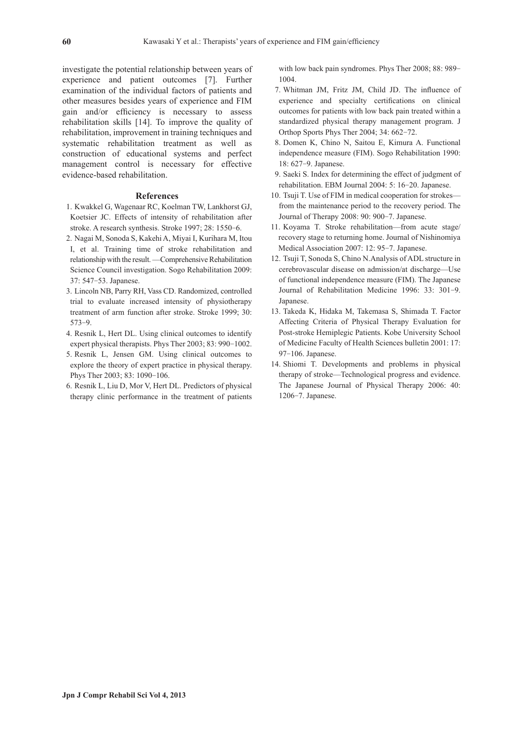investigate the potential relationship between years of experience and patient outcomes [7]. Further examination of the individual factors of patients and other measures besides years of experience and FIM gain and/or efficiency is necessary to assess rehabilitation skills [14]. To improve the quality of rehabilitation, improvement in training techniques and systematic rehabilitation treatment as well as construction of educational systems and perfect management control is necessary for effective evidence-based rehabilitation.

## References

1. Kwakkel G, Wagenaar RC, Koelman TW, Lankhorst GJ, Koetsier JC. Effects of intensity of rehabilitation after stroke. A research synthesis. Stroke 1997; 28: 1550−6.
2. Nagai M, Sonoda S, Kakehi A, Miyai I, Kurihara M, Itou I, et al. Training time of stroke rehabilitation and relationship with the result. —Comprehensive Rehabilitation Science Council investigation. Sogo Rehabilitation 2009: 37: 547−53. Japanese.
3. Lincoln NB, Parry RH, Vass CD. Randomized, controlled trial to evaluate increased intensity of physiotherapy treatment of arm function after stroke. Stroke 1999; 30: 573−9.
4. Resnik L, Hert DL. Using clinical outcomes to identify expert physical therapists. Phys Ther 2003; 83: 990−1002.
5. Resnik L, Jensen GM. Using clinical outcomes to explore the theory of expert practice in physical therapy. Phys Ther 2003; 83: 1090−106.
6. Resnik L, Liu D, Mor V, Hert DL. Predictors of physical therapy clinic performance in the treatment of patients with low back pain syndromes. Phys Ther 2008; 88: 989−1004.
7. Whitman JM, Fritz JM, Child JD. The influence of experience and specialty certifications on clinical outcomes for patients with low back pain treated within a standardized physical therapy management program. J Orthop Sports Phys Ther 2004; 34: 662−72.
8. Domen K, Chino N, Saitou E, Kimura A. Functional independence measure (FIM). Sogo Rehabilitation 1990: 18: 627−9. Japanese.
9. Saeki S. Index for determining the effect of judgment of rehabilitation. EBM Journal 2004: 5: 16−20. Japanese.
10. Tsuji T. Use of FIM in medical cooperation for strokes—from the maintenance period to the recovery period. The Journal of Therapy 2008: 90: 900−7. Japanese.
11. Koyama T. Stroke rehabilitation—from acute stage/ recovery stage to returning home. Journal of Nishinomiya Medical Association 2007: 12: 95−7. Japanese.
12. Tsuji T, Sonoda S, Chino N. Analysis of ADL structure in cerebrovascular disease on admission/at discharge—Use of functional independence measure (FIM). The Japanese Journal of Rehabilitation Medicine 1996: 33: 301−9. Japanese.
13. Takeda K, Hidaka M, Takemasa S, Shimada T. Factor Affecting Criteria of Physical Therapy Evaluation for Post-stroke Hemiplegic Patients. Kobe University School of Medicine Faculty of Health Sciences bulletin 2001: 17: 97−106. Japanese.
14. Shiomi T. Developments and problems in physical therapy of stroke—Technological progress and evidence. The Japanese Journal of Physical Therapy 2006: 40: 1206−7. Japanese.